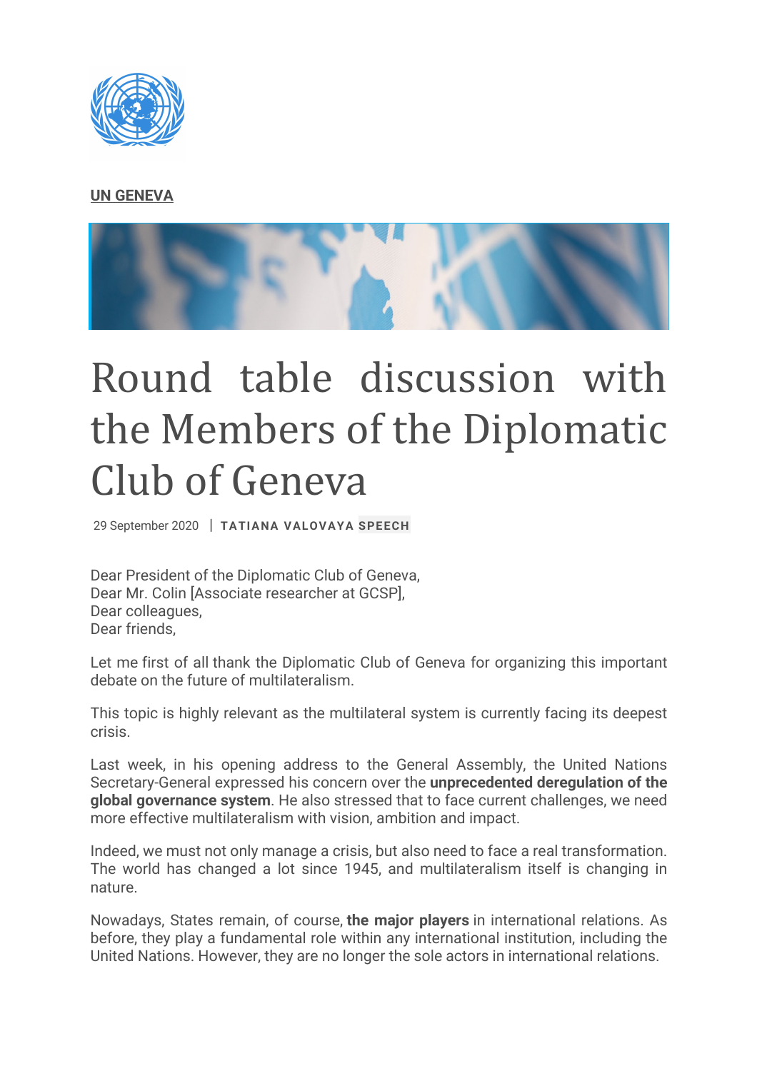**UN GENEVA**

# Round table discussion with the Members of the Diplomatic Club of Geneva

29 September 2020 | **TATIANA VALOVAYA SPEECH**

Dear President of the Diplomatic Club of Geneva,
Dear Mr. Colin [Associate researcher at GCSP],
Dear colleagues,
Dear friends,

Let me first of all thank the Diplomatic Club of Geneva for organizing this important debate on the future of multilateralism.

This topic is highly relevant as the multilateral system is currently facing its deepest crisis.

Last week, in his opening address to the General Assembly, the United Nations Secretary-General expressed his concern over the **unprecedented deregulation of the global governance system**. He also stressed that to face current challenges, we need more effective multilateralism with vision, ambition and impact.

Indeed, we must not only manage a crisis, but also need to face a real transformation. The world has changed a lot since 1945, and multilateralism itself is changing in nature.

Nowadays, States remain, of course, **the major players** in international relations. As before, they play a fundamental role within any international institution, including the United Nations. However, they are no longer the sole actors in international relations.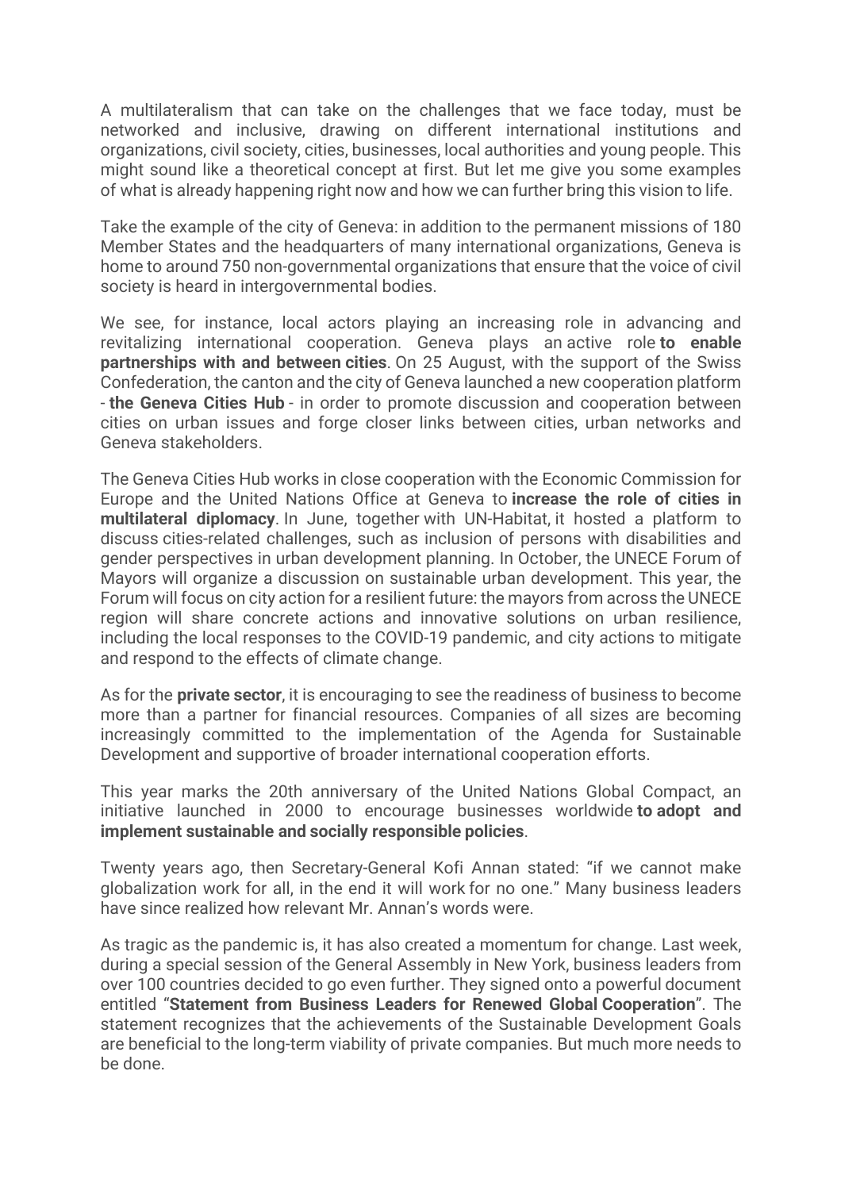A multilateralism that can take on the challenges that we face today, must be networked and inclusive, drawing on different international institutions and organizations, civil society, cities, businesses, local authorities and young people. This might sound like a theoretical concept at first. But let me give you some examples of what is already happening right now and how we can further bring this vision to life.

Take the example of the city of Geneva: in addition to the permanent missions of 180 Member States and the headquarters of many international organizations, Geneva is home to around 750 non-governmental organizations that ensure that the voice of civil society is heard in intergovernmental bodies.

We see, for instance, local actors playing an increasing role in advancing and revitalizing international cooperation. Geneva plays an active role **to enable partnerships with and between cities**. On 25 August, with the support of the Swiss Confederation, the canton and the city of Geneva launched a new cooperation platform - **the Geneva Cities Hub** - in order to promote discussion and cooperation between cities on urban issues and forge closer links between cities, urban networks and Geneva stakeholders.

The Geneva Cities Hub works in close cooperation with the Economic Commission for Europe and the United Nations Office at Geneva to **increase the role of cities in multilateral diplomacy**. In June, together with UN-Habitat, it hosted a platform to discuss cities-related challenges, such as inclusion of persons with disabilities and gender perspectives in urban development planning. In October, the UNECE Forum of Mayors will organize a discussion on sustainable urban development. This year, the Forum will focus on city action for a resilient future: the mayors from across the UNECE region will share concrete actions and innovative solutions on urban resilience, including the local responses to the COVID-19 pandemic, and city actions to mitigate and respond to the effects of climate change.

As for the **private sector**, it is encouraging to see the readiness of business to become more than a partner for financial resources. Companies of all sizes are becoming increasingly committed to the implementation of the Agenda for Sustainable Development and supportive of broader international cooperation efforts.

This year marks the 20th anniversary of the United Nations Global Compact, an initiative launched in 2000 to encourage businesses worldwide **to adopt and implement sustainable and socially responsible policies**.

Twenty years ago, then Secretary-General Kofi Annan stated: "if we cannot make globalization work for all, in the end it will work for no one." Many business leaders have since realized how relevant Mr. Annan's words were.

As tragic as the pandemic is, it has also created a momentum for change. Last week, during a special session of the General Assembly in New York, business leaders from over 100 countries decided to go even further. They signed onto a powerful document entitled "**Statement from Business Leaders for Renewed Global Cooperation**". The statement recognizes that the achievements of the Sustainable Development Goals are beneficial to the long-term viability of private companies. But much more needs to be done.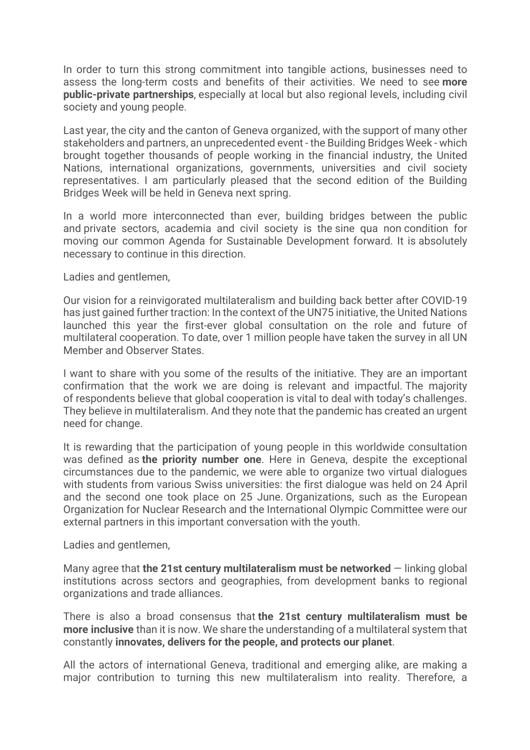In order to turn this strong commitment into tangible actions, businesses need to assess the long-term costs and benefits of their activities. We need to see **more public-private partnerships**, especially at local but also regional levels, including civil society and young people.

Last year, the city and the canton of Geneva organized, with the support of many other stakeholders and partners, an unprecedented event - the Building Bridges Week - which brought together thousands of people working in the financial industry, the United Nations, international organizations, governments, universities and civil society representatives. I am particularly pleased that the second edition of the Building Bridges Week will be held in Geneva next spring.

In a world more interconnected than ever, building bridges between the public and private sectors, academia and civil society is the sine qua non condition for moving our common Agenda for Sustainable Development forward. It is absolutely necessary to continue in this direction.

Ladies and gentlemen,

Our vision for a reinvigorated multilateralism and building back better after COVID-19 has just gained further traction: In the context of the UN75 initiative, the United Nations launched this year the first-ever global consultation on the role and future of multilateral cooperation. To date, over 1 million people have taken the survey in all UN Member and Observer States.

I want to share with you some of the results of the initiative. They are an important confirmation that the work we are doing is relevant and impactful. The majority of respondents believe that global cooperation is vital to deal with today's challenges. They believe in multilateralism. And they note that the pandemic has created an urgent need for change.

It is rewarding that the participation of young people in this worldwide consultation was defined as **the priority number one**. Here in Geneva, despite the exceptional circumstances due to the pandemic, we were able to organize two virtual dialogues with students from various Swiss universities: the first dialogue was held on 24 April and the second one took place on 25 June. Organizations, such as the European Organization for Nuclear Research and the International Olympic Committee were our external partners in this important conversation with the youth.

Ladies and gentlemen,

Many agree that **the 21st century multilateralism must be networked** — linking global institutions across sectors and geographies, from development banks to regional organizations and trade alliances.

There is also a broad consensus that **the 21st century multilateralism must be more inclusive** than it is now. We share the understanding of a multilateral system that constantly **innovates, delivers for the people, and protects our planet**.

All the actors of international Geneva, traditional and emerging alike, are making a major contribution to turning this new multilateralism into reality. Therefore, a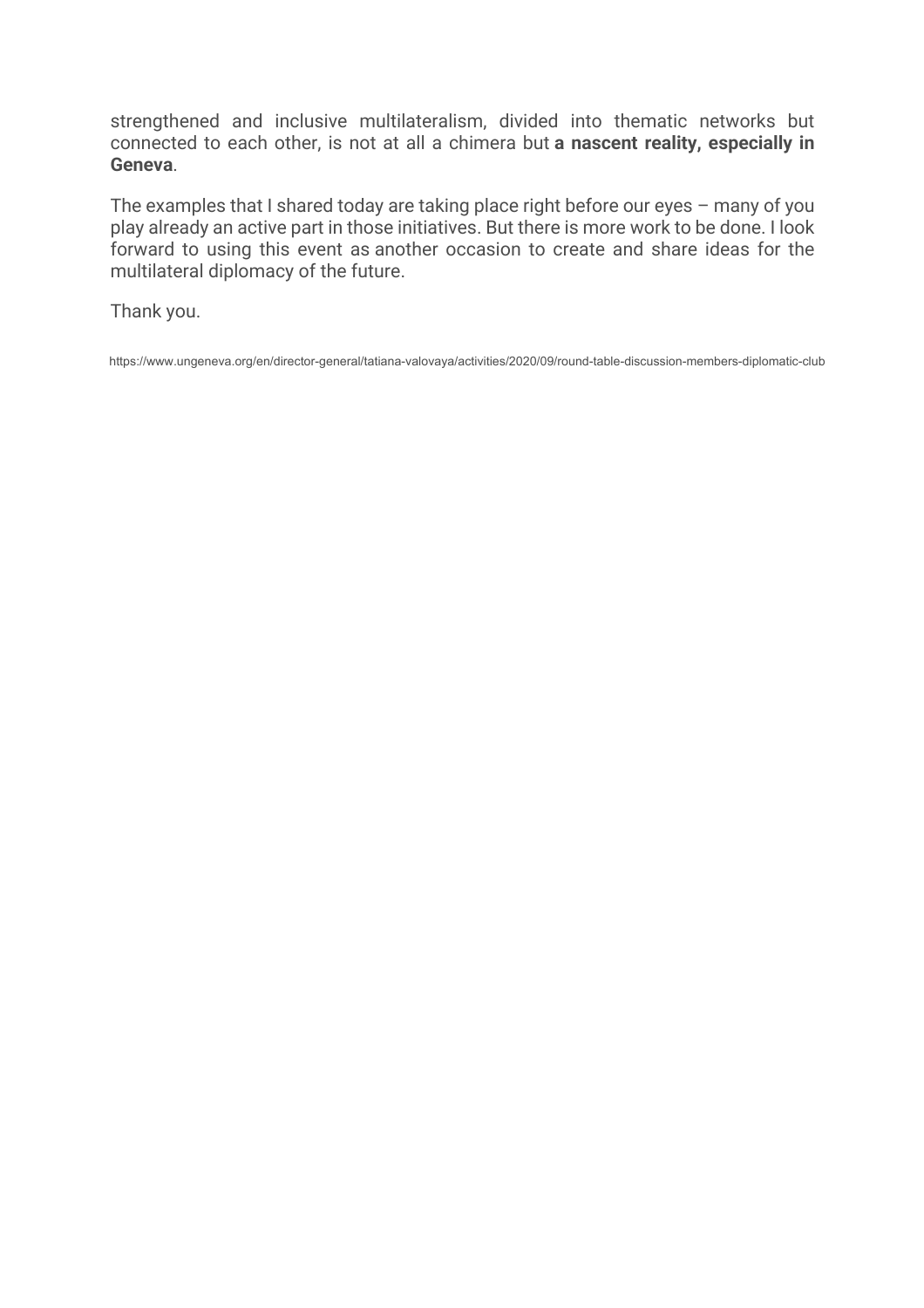strengthened and inclusive multilateralism, divided into thematic networks but connected to each other, is not at all a chimera but **a nascent reality, especially in Geneva**.

The examples that I shared today are taking place right before our eyes – many of you play already an active part in those initiatives. But there is more work to be done. I look forward to using this event as another occasion to create and share ideas for the multilateral diplomacy of the future.

Thank you.

https://www.ungeneva.org/en/director-general/tatiana-valovaya/activities/2020/09/round-table-discussion-members-diplomatic-club